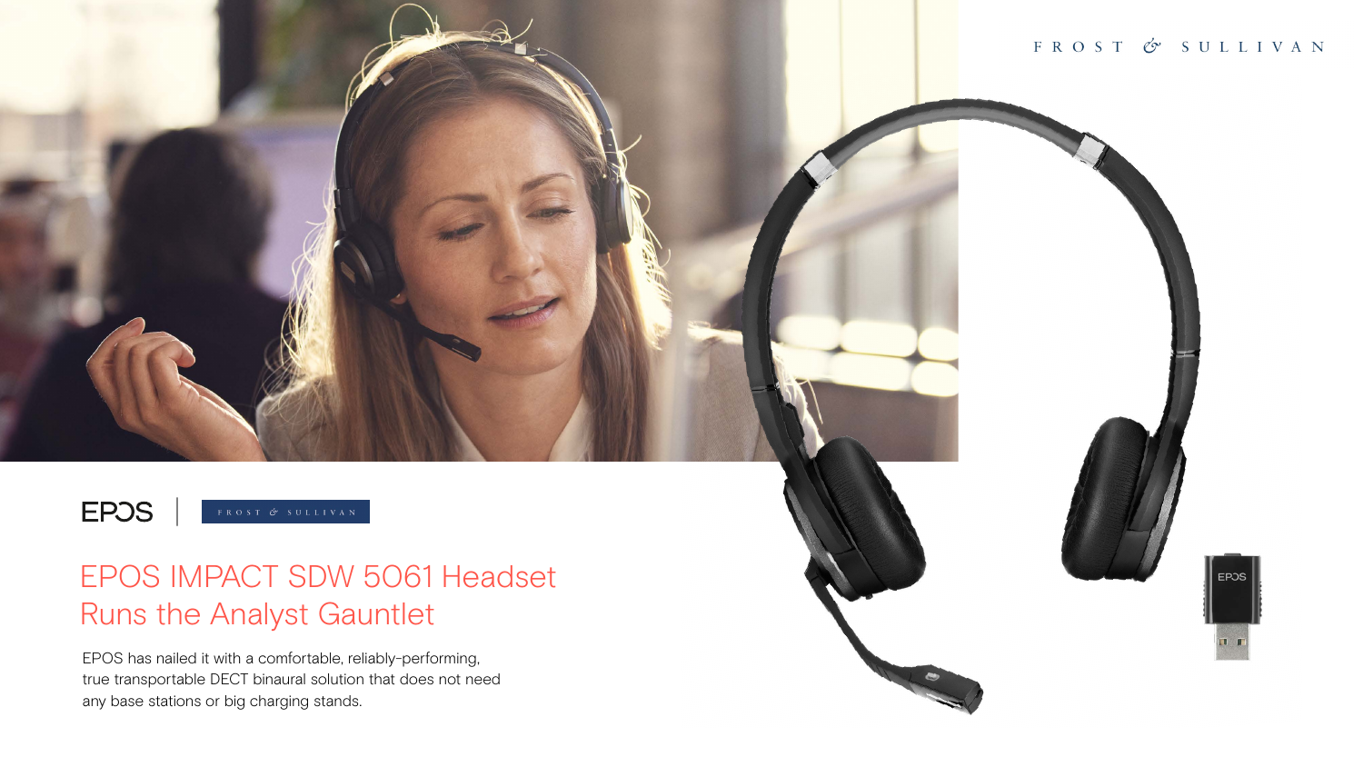FROST & SULLIVAN

EPOS | FROST & SULLIVAN

# EPOS IMPACT SDW 5061 Headset Runs the Analyst Gauntlet

EPOS has nailed it with a comfortable, reliably-performing, true transportable DECT binaural solution that does not need any base stations or big charging stands.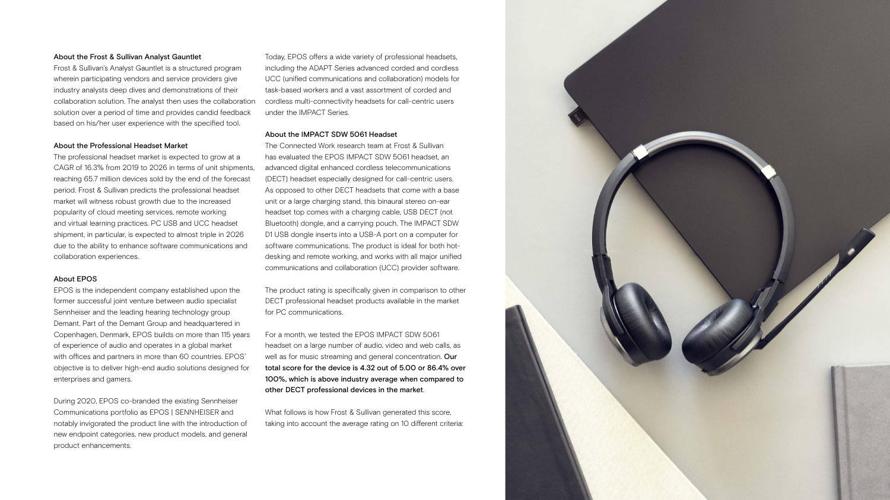### About the Frost & Sullivan Analyst Gauntlet

Frost & Sullivan's Analyst Gauntlet is a structured program wherein participating vendors and service providers give industry analysts deep dives and demonstrations of their collaboration solution. The analyst then uses the collaboration solution over a period of time and provides candid feedback based on his/her user experience with the specified tool.

### About the Professional Headset Market

The professional headset market is expected to grow at a CAGR of 16.3% from 2019 to 2026 in terms of unit shipments, reaching 65.7 million devices sold by the end of the forecast period. Frost & Sullivan predicts the professional headset market will witness robust growth due to the increased popularity of cloud meeting services, remote working and virtual learning practices. PC USB and UCC headset shipment, in particular, is expected to almost triple in 2026 due to the ability to enhance software communications and collaboration experiences.

### About EPOS

EPOS is the independent company established upon the former successful joint venture between audio specialist Sennheiser and the leading hearing technology group Demant. Part of the Demant Group and headquartered in Copenhagen, Denmark, EPOS builds on more than 115 years of experience of audio and operates in a global market with offices and partners in more than 60 countries. EPOS' objective is to deliver high-end audio solutions designed for enterprises and gamers.

During 2020, EPOS co-branded the existing Sennheiser Communications portfolio as EPOS | SENNHEISER and notably invigorated the product line with the introduction of new endpoint categories, new product models, and general product enhancements.

Today, EPOS offers a wide variety of professional headsets, including the ADAPT Series advanced corded and cordless UCC (unified communications and collaboration) models for task-based workers and a vast assortment of corded and cordless multi-connectivity headsets for call-centric users under the IMPACT Series.

### About the IMPACT SDW 5061 Headset

The Connected Work research team at Frost & Sullivan has evaluated the EPOS IMPACT SDW 5061 headset, an advanced digital enhanced cordless telecommunications (DECT) headset especially designed for call-centric users. As opposed to other DECT headsets that come with a base unit or a large charging stand, this binaural stereo on-ear headset top comes with a charging cable, USB DECT (not Bluetooth) dongle, and a carrying pouch. The IMPACT SDW D1 USB dongle inserts into a USB-A port on a computer for software communications. The product is ideal for both hot-desking and remote working, and works with all major unified communications and collaboration (UCC) provider software.

The product rating is specifically given in comparison to other DECT professional headset products available in the market for PC communications.

For a month, we tested the EPOS IMPACT SDW 5061 headset on a large number of audio, video and web calls, as well as for music streaming and general concentration. **Our total score for the device is 4.32 out of 5.00 or 86.4% over 100%, which is above industry average when compared to other DECT professional devices in the market**.

What follows is how Frost & Sullivan generated this score, taking into account the average rating on 10 different criteria: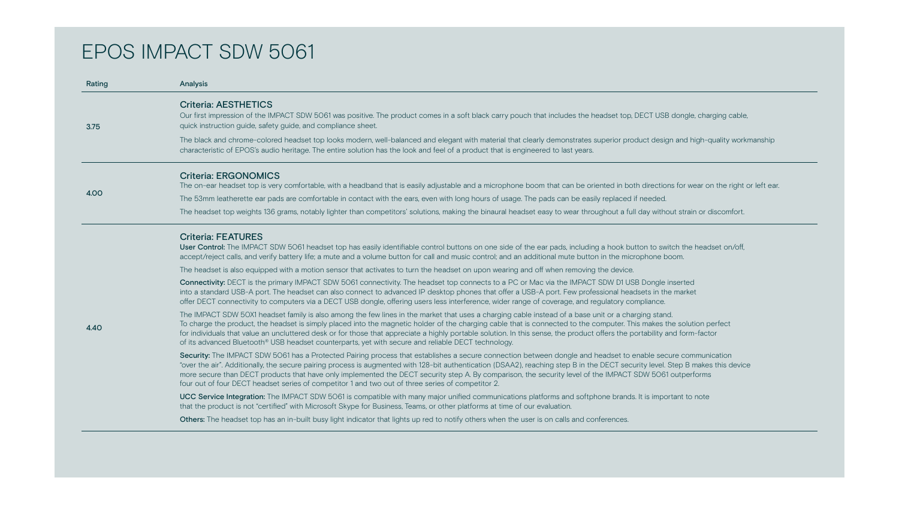# EPOS IMPACT SDW 5061

| Rating | Analysis |
| --- | --- |
| 3.75 | **Criteria: AESTHETICS**<br>Our first impression of the IMPACT SDW 5061 was positive. The product comes in a soft black carry pouch that includes the headset top, DECT USB dongle, charging cable, quick instruction guide, safety guide, and compliance sheet.<br>The black and chrome-colored headset top looks modern, well-balanced and elegant with material that clearly demonstrates superior product design and high-quality workmanship characteristic of EPOS's audio heritage. The entire solution has the look and feel of a product that is engineered to last years. |
| 4.00 | **Criteria: ERGONOMICS**<br>The on-ear headset top is very comfortable, with a headband that is easily adjustable and a microphone boom that can be oriented in both directions for wear on the right or left ear.<br>The 53mm leatherette ear pads are comfortable in contact with the ears, even with long hours of usage. The pads can be easily replaced if needed.<br>The headset top weights 136 grams, notably lighter than competitors' solutions, making the binaural headset easy to wear throughout a full day without strain or discomfort. |
| 4.40 | **Criteria: FEATURES**<br>**User Control:** The IMPACT SDW 5061 headset top has easily identifiable control buttons on one side of the ear pads, including a hook button to switch the headset on/off, accept/reject calls, and verify battery life; a mute and a volume button for call and music control; and an additional mute button in the microphone boom.<br>The headset is also equipped with a motion sensor that activates to turn the headset on upon wearing and off when removing the device.<br>**Connectivity:** DECT is the primary IMPACT SDW 5061 connectivity. The headset top connects to a PC or Mac via the IMPACT SDW D1 USB Dongle inserted into a standard USB-A port. The headset can also connect to advanced IP desktop phones that offer a USB-A port. Few professional headsets in the market offer DECT connectivity to computers via a DECT USB dongle, offering users less interference, wider range of coverage, and regulatory compliance.<br>The IMPACT SDW 50X1 headset family is also among the few lines in the market that uses a charging cable instead of a base unit or a charging stand. To charge the product, the headset is simply placed into the magnetic holder of the charging cable that is connected to the computer. This makes the solution perfect for individuals that value an uncluttered desk or for those that appreciate a highly portable solution. In this sense, the product offers the portability and form-factor of its advanced Bluetooth® USB headset counterparts, yet with secure and reliable DECT technology.<br>**Security:** The IMPACT SDW 5061 has a Protected Pairing process that establishes a secure connection between dongle and headset to enable secure communication "over the air". Additionally, the secure pairing process is augmented with 128-bit authentication (DSAA2), reaching step B in the DECT security level. Step B makes this device more secure than DECT products that have only implemented the DECT security step A. By comparison, the security level of the IMPACT SDW 5061 outperforms four out of four DECT headset series of competitor 1 and two out of three series of competitor 2.<br>**UCC Service Integration:** The IMPACT SDW 5061 is compatible with many major unified communications platforms and softphone brands. It is important to note that the product is not "certified" with Microsoft Skype for Business, Teams, or other platforms at time of our evaluation.<br>**Others:** The headset top has an in-built busy light indicator that lights up red to notify others when the user is on calls and conferences. |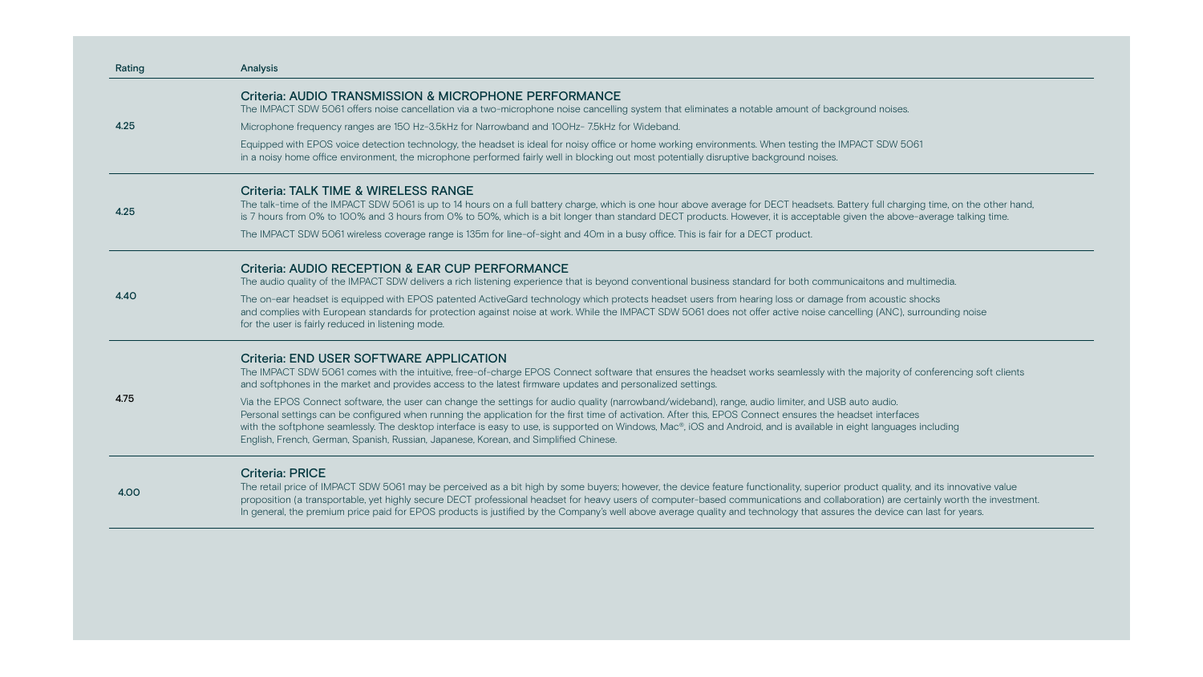| Rating | Analysis |
|---|---|
| 4.25 | **Criteria: AUDIO TRANSMISSION & MICROPHONE PERFORMANCE**<br>The IMPACT SDW 5061 offers noise cancellation via a two-microphone noise cancelling system that eliminates a notable amount of background noises.<br>Microphone frequency ranges are 150 Hz-3.5kHz for Narrowband and 100Hz- 7.5kHz for Wideband.<br>Equipped with EPOS voice detection technology, the headset is ideal for noisy office or home working environments. When testing the IMPACT SDW 5061 in a noisy home office environment, the microphone performed fairly well in blocking out most potentially disruptive background noises. |
| 4.25 | **Criteria: TALK TIME & WIRELESS RANGE**<br>The talk-time of the IMPACT SDW 5061 is up to 14 hours on a full battery charge, which is one hour above average for DECT headsets. Battery full charging time, on the other hand, is 7 hours from 0% to 100% and 3 hours from 0% to 50%, which is a bit longer than standard DECT products. However, it is acceptable given the above-average talking time.<br>The IMPACT SDW 5061 wireless coverage range is 135m for line-of-sight and 40m in a busy office. This is fair for a DECT product. |
| 4.40 | **Criteria: AUDIO RECEPTION & EAR CUP PERFORMANCE**<br>The audio quality of the IMPACT SDW delivers a rich listening experience that is beyond conventional business standard for both communicaitons and multimedia.<br>The on-ear headset is equipped with EPOS patented ActiveGard technology which protects headset users from hearing loss or damage from acoustic shocks and complies with European standards for protection against noise at work. While the IMPACT SDW 5061 does not offer active noise cancelling (ANC), surrounding noise for the user is fairly reduced in listening mode. |
| 4.75 | **Criteria: END USER SOFTWARE APPLICATION**<br>The IMPACT SDW 5061 comes with the intuitive, free-of-charge EPOS Connect software that ensures the headset works seamlessly with the majority of conferencing soft clients and softphones in the market and provides access to the latest firmware updates and personalized settings.<br>Via the EPOS Connect software, the user can change the settings for audio quality (narrowband/wideband), range, audio limiter, and USB auto audio. Personal settings can be configured when running the application for the first time of activation. After this, EPOS Connect ensures the headset interfaces with the softphone seamlessly. The desktop interface is easy to use, is supported on Windows, Mac®, iOS and Android, and is available in eight languages including English, French, German, Spanish, Russian, Japanese, Korean, and Simplified Chinese. |
| 4.00 | **Criteria: PRICE**<br>The retail price of IMPACT SDW 5061 may be perceived as a bit high by some buyers; however, the device feature functionality, superior product quality, and its innovative value proposition (a transportable, yet highly secure DECT professional headset for heavy users of computer-based communications and collaboraiton) are certainly worth the investment. In general, the premium price paid for EPOS products is justified by the Company's well above average quality and technology that assures the device can last for years. |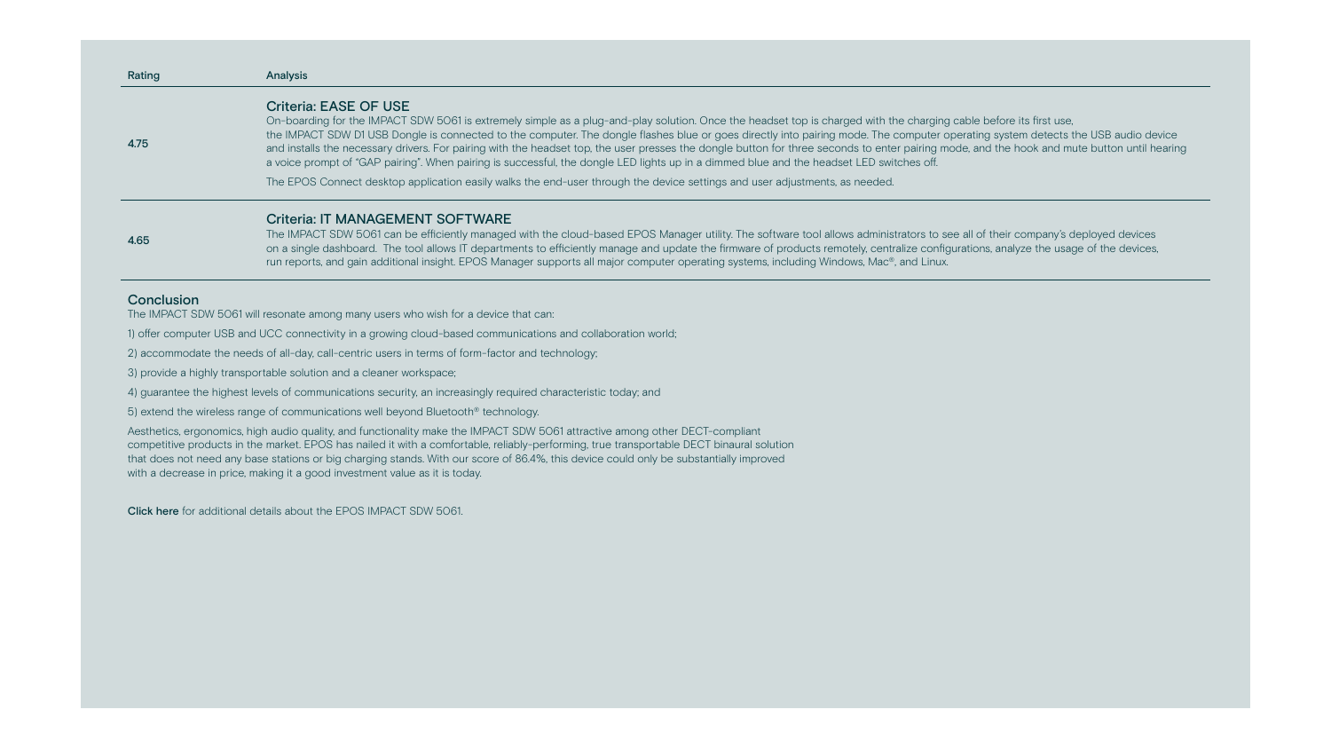| Rating | Analysis |
| --- | --- |
| 4.75 | **Criteria: EASE OF USE**<br>On-boarding for the IMPACT SDW 5061 is extremely simple as a plug-and-play solution. Once the headset top is charged with the charging cable before its first use, the IMPACT SDW D1 USB Dongle is connected to the computer. The dongle flashes blue or goes directly into pairing mode. The computer operating system detects the USB audio device and installs the necessary drivers. For pairing with the headset top, the user presses the dongle button for three seconds to enter pairing mode, and the hook and mute button until hearing a voice prompt of "GAP pairing". When pairing is successful, the dongle LED lights up in a dimmed blue and the headset LED switches off.<br>The EPOS Connect desktop application easily walks the end-user through the device settings and user adjustments, as needed. |
| 4.65 | **Criteria: IT MANAGEMENT SOFTWARE**<br>The IMPACT SDW 5061 can be efficiently managed with the cloud-based EPOS Manager utility. The software tool allows administrators to see all of their company's deployed devices on a single dashboard. The tool allows IT departments to efficiently manage and update the firmware of products remotely, centralize configurations, analyze the usage of the devices, run reports, and gain additional insight. EPOS Manager supports all major computer operating systems, including Windows, Mac®, and Linux. |

## Conclusion

The IMPACT SDW 5061 will resonate among many users who wish for a device that can:

1) offer computer USB and UCC connectivity in a growing cloud-based communications and collaboration world;

2) accommodate the needs of all-day, call-centric users in terms of form-factor and technology;

3) provide a highly transportable solution and a cleaner workspace;

4) guarantee the highest levels of communications security, an increasingly required characteristic today; and

5) extend the wireless range of communications well beyond Bluetooth® technology.

Aesthetics, ergonomics, high audio quality, and functionality make the IMPACT SDW 5061 attractive among other DECT-compliant competitive products in the market. EPOS has nailed it with a comfortable, reliably-performing, true transportable DECT binaural solution that does not need any base stations or big charging stands. With our score of 86.4%, this device could only be substantially improved with a decrease in price, making it a good investment value as it is today.

**Click here** for additional details about the EPOS IMPACT SDW 5061.